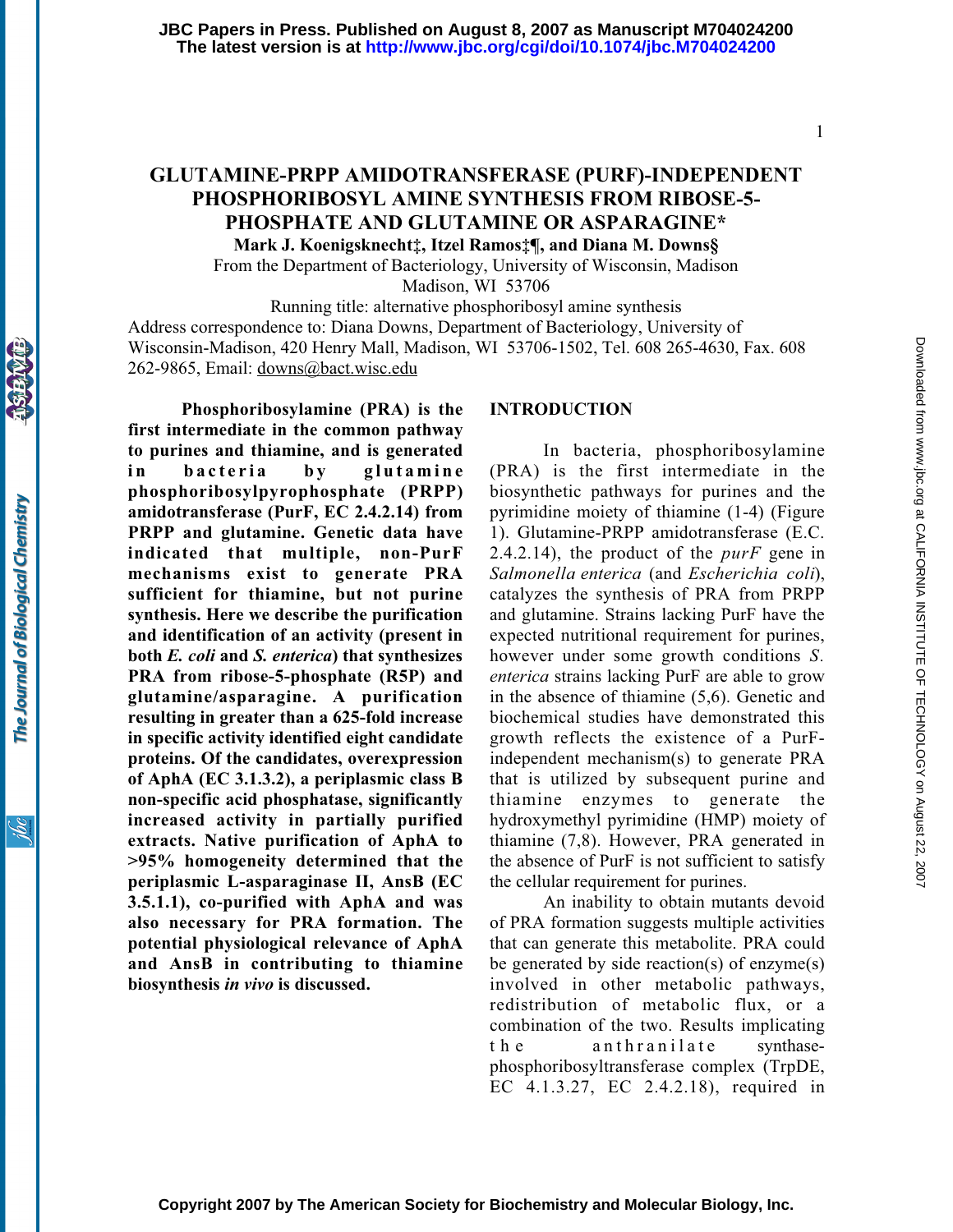# GLUTAMINE-PRPP AMIDOTRANSFERASE (PURF)-INDEPENDENT PHOSPHORIBOSYL AMINE SYNTHESIS FROM RIBOSE-5-PHOSPHATE AND GLUTAMINE OR ASPARAGINE*

**Mark J. Koenigsknecht‡, Itzel Ramos‡¶, and Diana M. Downs§**

From the Department of Bacteriology, University of Wisconsin, Madison
Madison, WI 53706

Running title: alternative phosphoribosyl amine synthesis

Address correspondence to: Diana Downs, Department of Bacteriology, University of Wisconsin-Madison, 420 Henry Mall, Madison, WI 53706-1502, Tel. 608 265-4630, Fax. 608 262-9865, Email: downs@bact.wisc.edu

**Phosphoribosylamine (PRA) is the first intermediate in the common pathway to purines and thiamine, and is generated in bacteria by glutamine phosphoribosylpyrophosphate (PRPP) amidotransferase (PurF, EC 2.4.2.14) from PRPP and glutamine. Genetic data have indicated that multiple, non-PurF mechanisms exist to generate PRA sufficient for thiamine, but not purine synthesis. Here we describe the purification and identification of an activity (present in both *E. coli* and *S. enterica*) that synthesizes PRA from ribose-5-phosphate (R5P) and glutamine/asparagine. A purification resulting in greater than a 625-fold increase in specific activity identified eight candidate proteins. Of the candidates, overexpression of AphA (EC 3.1.3.2), a periplasmic class B non-specific acid phosphatase, significantly increased activity in partially purified extracts. Native purification of AphA to >95% homogeneity determined that the periplasmic L-asparaginase II, AnsB (EC 3.5.1.1), co-purified with AphA and was also necessary for PRA formation. The potential physiological relevance of AphA and AnsB in contributing to thiamine biosynthesis *in vivo* is discussed.**

## INTRODUCTION

In bacteria, phosphoribosylamine (PRA) is the first intermediate in the biosynthetic pathways for purines and the pyrimidine moiety of thiamine (1-4) (Figure 1). Glutamine-PRPP amidotransferase (E.C. 2.4.2.14), the product of the *purF* gene in *Salmonella enterica* (and *Escherichia coli*), catalyzes the synthesis of PRA from PRPP and glutamine. Strains lacking PurF have the expected nutritional requirement for purines, however under some growth conditions *S. enterica* strains lacking PurF are able to grow in the absence of thiamine (5,6). Genetic and biochemical studies have demonstrated this growth reflects the existence of a PurF-independent mechanism(s) to generate PRA that is utilized by subsequent purine and thiamine enzymes to generate the hydroxymethyl pyrimidine (HMP) moiety of thiamine (7,8). However, PRA generated in the absence of PurF is not sufficient to satisfy the cellular requirement for purines.

An inability to obtain mutants devoid of PRA formation suggests multiple activities that can generate this metabolite. PRA could be generated by side reaction(s) of enzyme(s) involved in other metabolic pathways, redistribution of metabolic flux, or a combination of the two. Results implicating the anthranilate synthase-phosphoribosyltransferase complex (TrpDE, EC 4.1.3.27, EC 2.4.2.18), required in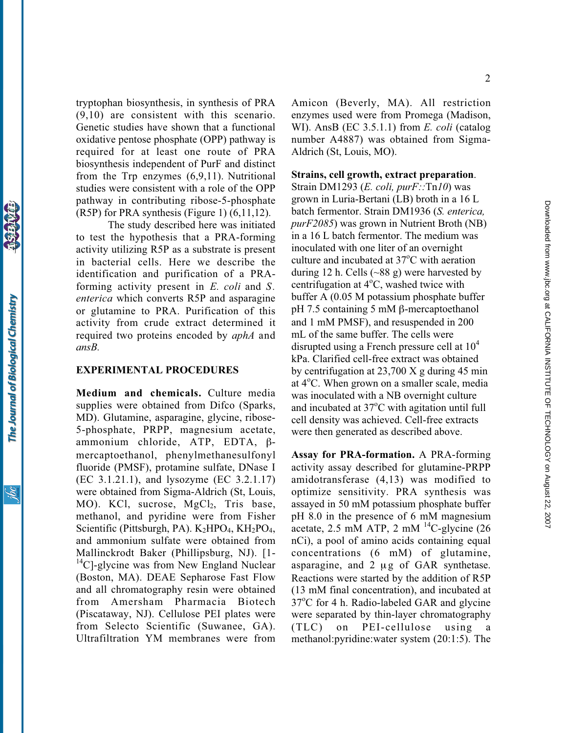tryptophan biosynthesis, in synthesis of PRA (9,10) are consistent with this scenario. Genetic studies have shown that a functional oxidative pentose phosphate (OPP) pathway is required for at least one route of PRA biosynthesis independent of PurF and distinct from the Trp enzymes (6,9,11). Nutritional studies were consistent with a role of the OPP pathway in contributing ribose-5-phosphate (R5P) for PRA synthesis (Figure 1) (6,11,12).

The study described here was initiated to test the hypothesis that a PRA-forming activity utilizing R5P as a substrate is present in bacterial cells. Here we describe the identification and purification of a PRA-forming activity present in *E. coli* and *S. enterica* which converts R5P and asparagine or glutamine to PRA. Purification of this activity from crude extract determined it required two proteins encoded by *aphA* and *ansB.*

## EXPERIMENTAL PROCEDURES

**Medium and chemicals.** Culture media supplies were obtained from Difco (Sparks, MD). Glutamine, asparagine, glycine, ribose-5-phosphate, PRPP, magnesium acetate, ammonium chloride, ATP, EDTA, β-mercaptoethanol, phenylmethanesulfonyl fluoride (PMSF), protamine sulfate, DNase I (EC 3.1.21.1), and lysozyme (EC 3.2.1.17) were obtained from Sigma-Aldrich (St, Louis, MO). KCl, sucrose, $MgCl_2$, Tris base, methanol, and pyridine were from Fisher Scientific (Pittsburgh, PA). $K_2HPO_4$, $KH_2PO_4$, and ammonium sulfate were obtained from Mallinckrodt Baker (Phillipsburg, NJ). [1-$^{14}$C]-glycine was from New England Nuclear (Boston, MA). DEAE Sepharose Fast Flow and all chromatography resin were obtained from Amersham Pharmacia Biotech (Piscataway, NJ). Cellulose PEI plates were from Selecto Scientific (Suwanee, GA). Ultrafiltration YM membranes were from Amicon (Beverly, MA). All restriction enzymes used were from Promega (Madison, WI). AnsB (EC 3.5.1.1) from *E. coli* (catalog number A4887) was obtained from Sigma-Aldrich (St, Louis, MO).

**Strains, cell growth, extract preparation**. Strain DM1293 (*E. coli, purF::*Tn*10*) was grown in Luria-Bertani (LB) broth in a 16 L batch fermentor. Strain DM1936 (*S. enterica, purF2085*) was grown in Nutrient Broth (NB) in a 16 L batch fermentor. The medium was inoculated with one liter of an overnight culture and incubated at 37°C with aeration during 12 h. Cells (~88 g) were harvested by centrifugation at 4°C, washed twice with buffer A (0.05 M potassium phosphate buffer pH 7.5 containing 5 mM β-mercaptoethanol and 1 mM PMSF), and resuspended in 200 mL of the same buffer. The cells were disrupted using a French pressure cell at $10^4$ kPa. Clarified cell-free extract was obtained by centrifugation at 23,700 X g during 45 min at 4°C. When grown on a smaller scale, media was inoculated with a NB overnight culture and incubated at 37°C with agitation until full cell density was achieved. Cell-free extracts were then generated as described above.

**Assay for PRA-formation.** A PRA-forming activity assay described for glutamine-PRPP amidotransferase (4,13) was modified to optimize sensitivity. PRA synthesis was assayed in 50 mM potassium phosphate buffer pH 8.0 in the presence of 6 mM magnesium acetate, 2.5 mM ATP, 2 mM $^{14}$C-glycine (26 nCi), a pool of amino acids containing equal concentrations (6 mM) of glutamine, asparagine, and 2 μg of GAR synthetase. Reactions were started by the addition of R5P (13 mM final concentration), and incubated at 37°C for 4 h. Radio-labeled GAR and glycine were separated by thin-layer chromatography (TLC) on PEI-cellulose using a methanol:pyridine:water system (20:1:5). The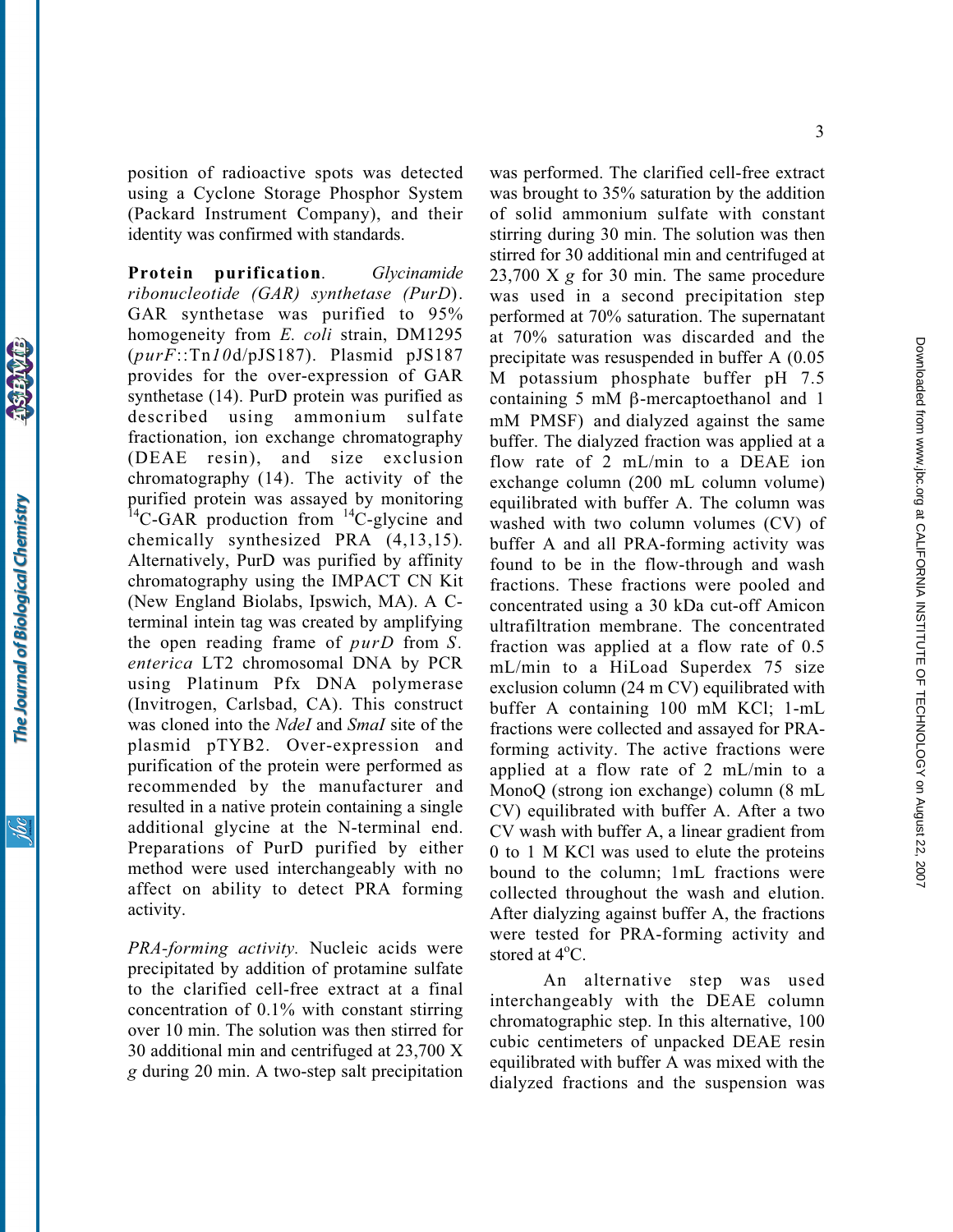position of radioactive spots was detected using a Cyclone Storage Phosphor System (Packard Instrument Company), and their identity was confirmed with standards.

**Protein purification**. *Glycinamide ribonucleotide (GAR) synthetase (PurD)*. GAR synthetase was purified to 95% homogeneity from *E. coli* strain, DM1295 (*purF*::Tn*10*d/pJS187). Plasmid pJS187 provides for the over-expression of GAR synthetase (14). PurD protein was purified as described using ammonium sulfate fractionation, ion exchange chromatography (DEAE resin), and size exclusion chromatography (14). The activity of the purified protein was assayed by monitoring $^{14}$C-GAR production from $^{14}$C-glycine and chemically synthesized PRA (4,13,15). Alternatively, PurD was purified by affinity chromatography using the IMPACT CN Kit (New England Biolabs, Ipswich, MA). A C-terminal intein tag was created by amplifying the open reading frame of *purD* from *S. enterica* LT2 chromosomal DNA by PCR using Platinum Pfx DNA polymerase (Invitrogen, Carlsbad, CA). This construct was cloned into the *NdeI* and *SmaI* site of the plasmid pTYB2. Over-expression and purification of the protein were performed as recommended by the manufacturer and resulted in a native protein containing a single additional glycine at the N-terminal end. Preparations of PurD purified by either method were used interchangeably with no affect on ability to detect PRA forming activity.

*PRA-forming activity.* Nucleic acids were precipitated by addition of protamine sulfate to the clarified cell-free extract at a final concentration of 0.1% with constant stirring over 10 min. The solution was then stirred for 30 additional min and centrifuged at 23,700 X *g* during 20 min. A two-step salt precipitation was performed. The clarified cell-free extract was brought to 35% saturation by the addition of solid ammonium sulfate with constant stirring during 30 min. The solution was then stirred for 30 additional min and centrifuged at 23,700 X *g* for 30 min. The same procedure was used in a second precipitation step performed at 70% saturation. The supernatant at 70% saturation was discarded and the precipitate was resuspended in buffer A (0.05 M potassium phosphate buffer pH 7.5 containing 5 mM β-mercaptoethanol and 1 mM PMSF) and dialyzed against the same buffer. The dialyzed fraction was applied at a flow rate of 2 mL/min to a DEAE ion exchange column (200 mL column volume) equilibrated with buffer A. The column was washed with two column volumes (CV) of buffer A and all PRA-forming activity was found to be in the flow-through and wash fractions. These fractions were pooled and concentrated using a 30 kDa cut-off Amicon ultrafiltration membrane. The concentrated fraction was applied at a flow rate of 0.5 mL/min to a HiLoad Superdex 75 size exclusion column (24 m CV) equilibrated with buffer A containing 100 mM KCl; 1-mL fractions were collected and assayed for PRA-forming activity. The active fractions were applied at a flow rate of 2 mL/min to a MonoQ (strong ion exchange) column (8 mL CV) equilibrated with buffer A. After a two CV wash with buffer A, a linear gradient from 0 to 1 M KCl was used to elute the proteins bound to the column; 1mL fractions were collected throughout the wash and elution. After dialyzing against buffer A, the fractions were tested for PRA-forming activity and stored at 4°C.

An alternative step was used interchangeably with the DEAE column chromatographic step. In this alternative, 100 cubic centimeters of unpacked DEAE resin equilibrated with buffer A was mixed with the dialyzed fractions and the suspension was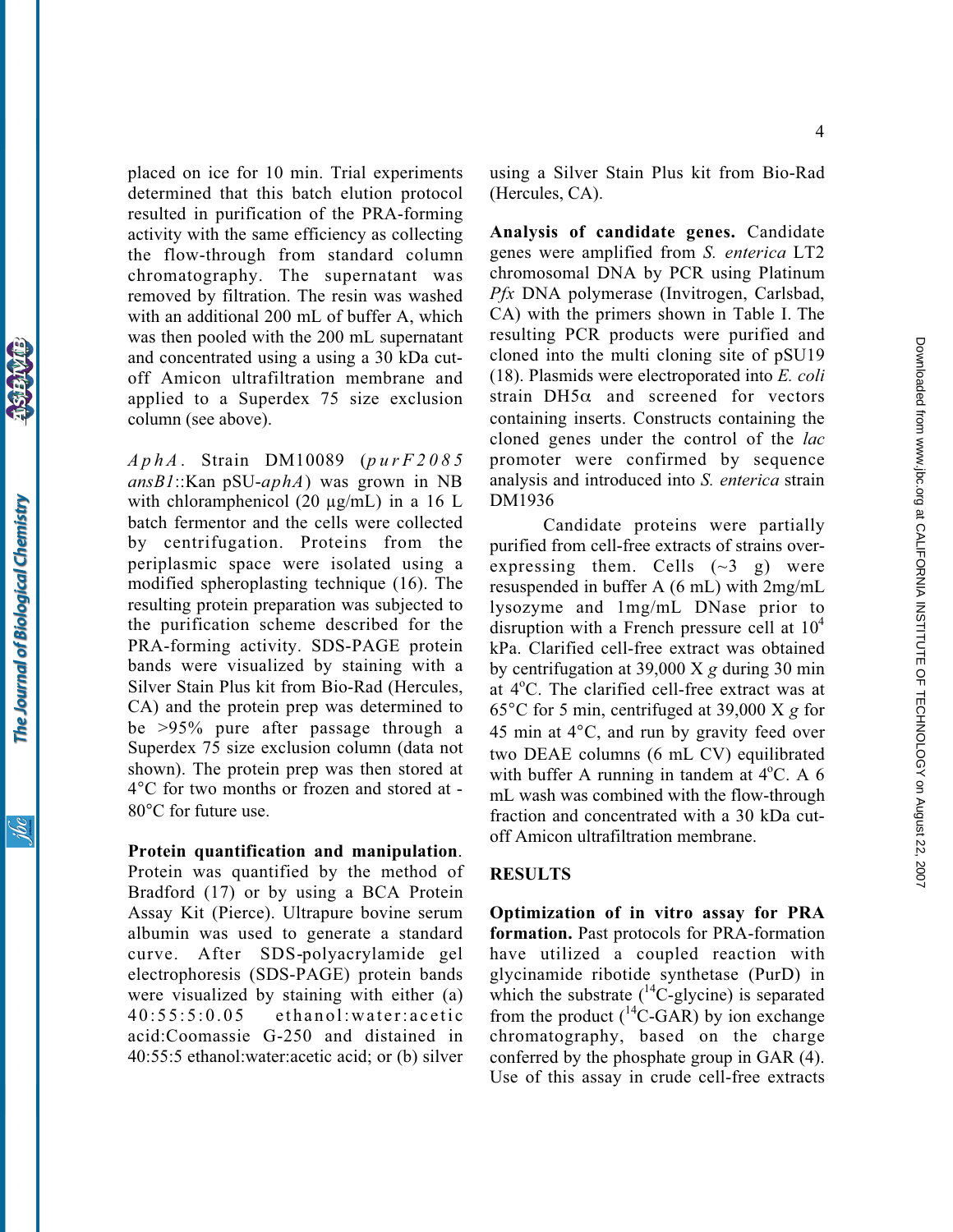placed on ice for 10 min. Trial experiments determined that this batch elution protocol resulted in purification of the PRA-forming activity with the same efficiency as collecting the flow-through from standard column chromatography. The supernatant was removed by filtration. The resin was washed with an additional 200 mL of buffer A, which was then pooled with the 200 mL supernatant and concentrated using a using a 30 kDa cut-off Amicon ultrafiltration membrane and applied to a Superdex 75 size exclusion column (see above).

*AphA*. Strain DM10089 (*purF2085 ansB1*::Kan pSU-*aphA*) was grown in NB with chloramphenicol (20 µg/mL) in a 16 L batch fermentor and the cells were collected by centrifugation. Proteins from the periplasmic space were isolated using a modified spheroplasting technique (16). The resulting protein preparation was subjected to the purification scheme described for the PRA-forming activity. SDS-PAGE protein bands were visualized by staining with a Silver Stain Plus kit from Bio-Rad (Hercules, CA) and the protein prep was determined to be >95% pure after passage through a Superdex 75 size exclusion column (data not shown). The protein prep was then stored at 4°C for two months or frozen and stored at -80°C for future use.

**Protein quantification and manipulation**. Protein was quantified by the method of Bradford (17) or by using a BCA Protein Assay Kit (Pierce). Ultrapure bovine serum albumin was used to generate a standard curve. After SDS-polyacrylamide gel electrophoresis (SDS-PAGE) protein bands were visualized by staining with either (a) 40:55:5:0.05 ethanol:water:acetic acid:Coomassie G-250 and distained in 40:55:5 ethanol:water:acetic acid; or (b) silver using a Silver Stain Plus kit from Bio-Rad (Hercules, CA).

**Analysis of candidate genes.** Candidate genes were amplified from *S. enterica* LT2 chromosomal DNA by PCR using Platinum *Pfx* DNA polymerase (Invitrogen, Carlsbad, CA) with the primers shown in Table I. The resulting PCR products were purified and cloned into the multi cloning site of pSU19 (18). Plasmids were electroporated into *E. coli* strain DH5α and screened for vectors containing inserts. Constructs containing the cloned genes under the control of the *lac* promoter were confirmed by sequence analysis and introduced into *S. enterica* strain DM1936

Candidate proteins were partially purified from cell-free extracts of strains over-expressing them. Cells (~3 g) were resuspended in buffer A (6 mL) with 2mg/mL lysozyme and 1mg/mL DNase prior to disruption with a French pressure cell at $10^4$ kPa. Clarified cell-free extract was obtained by centrifugation at 39,000 X *g* during 30 min at 4°C. The clarified cell-free extract was at 65°C for 5 min, centrifuged at 39,000 X *g* for 45 min at 4°C, and run by gravity feed over two DEAE columns (6 mL CV) equilibrated with buffer A running in tandem at 4°C. A 6 mL wash was combined with the flow-through fraction and concentrated with a 30 kDa cut-off Amicon ultrafiltration membrane.

## RESULTS

**Optimization of in vitro assay for PRA formation.** Past protocols for PRA-formation have utilized a coupled reaction with glycinamide ribotide synthetase (PurD) in which the substrate ($^{14}$C-glycine) is separated from the product ($^{14}$C-GAR) by ion exchange chromatography, based on the charge conferred by the phosphate group in GAR (4). Use of this assay in crude cell-free extracts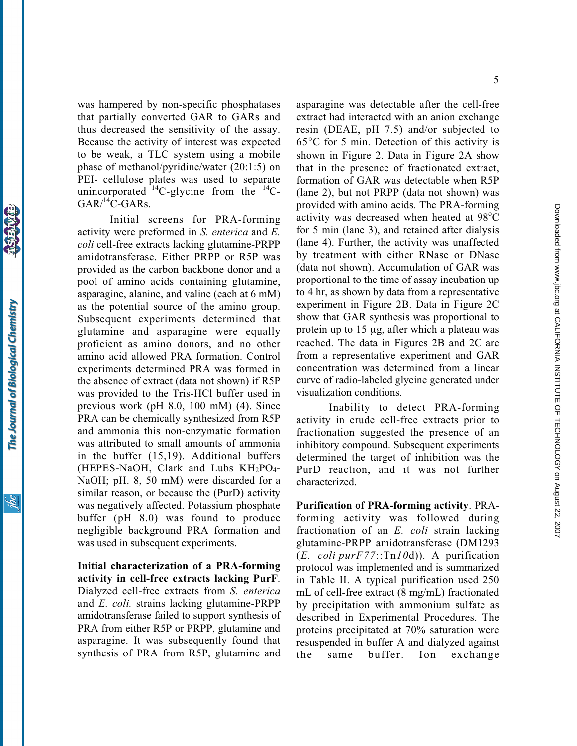was hampered by non-specific phosphatases that partially converted GAR to GARs and thus decreased the sensitivity of the assay. Because the activity of interest was expected to be weak, a TLC system using a mobile phase of methanol/pyridine/water (20:1:5) on PEI- cellulose plates was used to separate unincorporated $^{14}$C-glycine from the $^{14}$C-GAR/$^{14}$C-GARs.

Initial screens for PRA-forming activity were preformed in *S. enterica* and *E. coli* cell-free extracts lacking glutamine-PRPP amidotransferase. Either PRPP or R5P was provided as the carbon backbone donor and a pool of amino acids containing glutamine, asparagine, alanine, and valine (each at 6 mM) as the potential source of the amino group. Subsequent experiments determined that glutamine and asparagine were equally proficient as amino donors, and no other amino acid allowed PRA formation. Control experiments determined PRA was formed in the absence of extract (data not shown) if R5P was provided to the Tris-HCl buffer used in previous work (pH 8.0, 100 mM) (4). Since PRA can be chemically synthesized from R5P and ammonia this non-enzymatic formation was attributed to small amounts of ammonia in the buffer (15,19). Additional buffers (HEPES-NaOH, Clark and Lubs $KH_2PO_4$-NaOH; pH. 8, 50 mM) were discarded for a similar reason, or because the (PurD) activity was negatively affected. Potassium phosphate buffer (pH 8.0) was found to produce negligible background PRA formation and was used in subsequent experiments.

**Initial characterization of a PRA-forming activity in cell-free extracts lacking PurF**. Dialyzed cell-free extracts from *S. enterica* and *E. coli.* strains lacking glutamine-PRPP amidotransferase failed to support synthesis of PRA from either R5P or PRPP, glutamine and asparagine. It was subsequently found that synthesis of PRA from R5P, glutamine and asparagine was detectable after the cell-free extract had interacted with an anion exchange resin (DEAE, pH 7.5) and/or subjected to 65°C for 5 min. Detection of this activity is shown in Figure 2. Data in Figure 2A show that in the presence of fractionated extract, formation of GAR was detectable when R5P (lane 2), but not PRPP (data not shown) was provided with amino acids. The PRA-forming activity was decreased when heated at 98°C for 5 min (lane 3), and retained after dialysis (lane 4). Further, the activity was unaffected by treatment with either RNase or DNase (data not shown). Accumulation of GAR was proportional to the time of assay incubation up to 4 hr, as shown by data from a representative experiment in Figure 2B. Data in Figure 2C show that GAR synthesis was proportional to protein up to 15 μg, after which a plateau was reached. The data in Figures 2B and 2C are from a representative experiment and GAR concentration was determined from a linear curve of radio-labeled glycine generated under visualization conditions.

Inability to detect PRA-forming activity in crude cell-free extracts prior to fractionation suggested the presence of an inhibitory compound. Subsequent experiments determined the target of inhibition was the PurD reaction, and it was not further characterized.

**Purification of PRA-forming activity**. PRA-forming activity was followed during fractionation of an *E. coli* strain lacking glutamine-PRPP amidotransferase (DM1293 (*E. coli purF77*::Tn*10*d)). A purification protocol was implemented and is summarized in Table II. A typical purification used 250 mL of cell-free extract (8 mg/mL) fractionated by precipitation with ammonium sulfate as described in Experimental Procedures. The proteins precipitated at 70% saturation were resuspended in buffer A and dialyzed against the same buffer. Ion exchange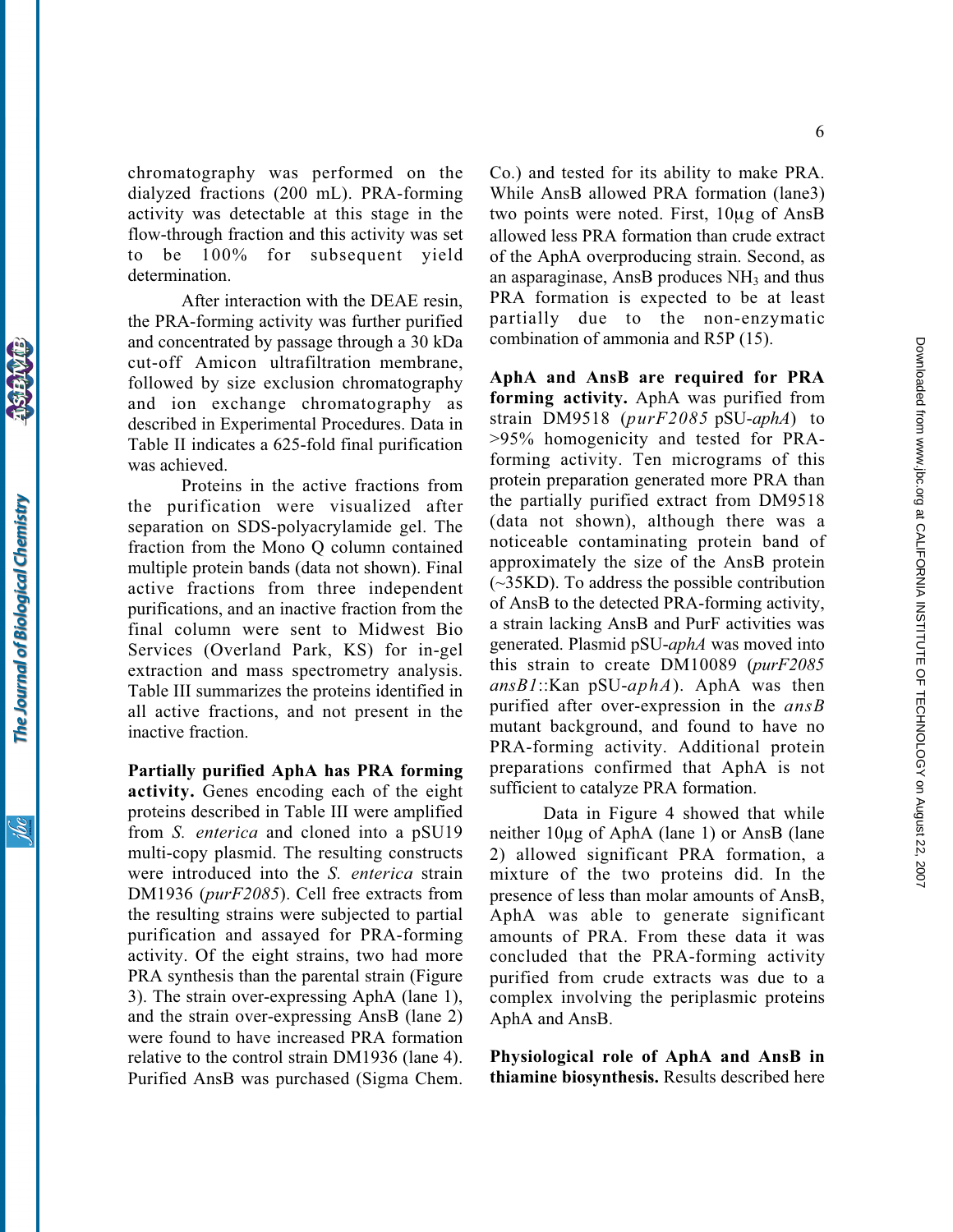chromatography was performed on the dialyzed fractions (200 mL). PRA-forming activity was detectable at this stage in the flow-through fraction and this activity was set to be 100% for subsequent yield determination.

After interaction with the DEAE resin, the PRA-forming activity was further purified and concentrated by passage through a 30 kDa cut-off Amicon ultrafiltration membrane, followed by size exclusion chromatography and ion exchange chromatography as described in Experimental Procedures. Data in Table II indicates a 625-fold final purification was achieved.

Proteins in the active fractions from the purification were visualized after separation on SDS-polyacrylamide gel. The fraction from the Mono Q column contained multiple protein bands (data not shown). Final active fractions from three independent purifications, and an inactive fraction from the final column were sent to Midwest Bio Services (Overland Park, KS) for in-gel extraction and mass spectrometry analysis. Table III summarizes the proteins identified in all active fractions, and not present in the inactive fraction.

**Partially purified AphA has PRA forming activity.** Genes encoding each of the eight proteins described in Table III were amplified from *S. enterica* and cloned into a pSU19 multi-copy plasmid. The resulting constructs were introduced into the *S. enterica* strain DM1936 (*purF2085*). Cell free extracts from the resulting strains were subjected to partial purification and assayed for PRA-forming activity. Of the eight strains, two had more PRA synthesis than the parental strain (Figure 3). The strain over-expressing AphA (lane 1), and the strain over-expressing AnsB (lane 2) were found to have increased PRA formation relative to the control strain DM1936 (lane 4). Purified AnsB was purchased (Sigma Chem. Co.) and tested for its ability to make PRA. While AnsB allowed PRA formation (lane3) two points were noted. First, 10μg of AnsB allowed less PRA formation than crude extract of the AphA overproducing strain. Second, as an asparaginase, AnsB produces $NH_3$ and thus PRA formation is expected to be at least partially due to the non-enzymatic combination of ammonia and R5P (15).

**AphA and AnsB are required for PRA forming activity.** AphA was purified from strain DM9518 (*purF2085* pSU-*aphA*) to >95% homogenicity and tested for PRA-forming activity. Ten micrograms of this protein preparation generated more PRA than the partially purified extract from DM9518 (data not shown), although there was a noticeable contaminating protein band of approximately the size of the AnsB protein (~35KD). To address the possible contribution of AnsB to the detected PRA-forming activity, a strain lacking AnsB and PurF activities was generated. Plasmid pSU-*aphA* was moved into this strain to create DM10089 (*purF2085 ansB1*::Kan pSU-*aphA*). AphA was then purified after over-expression in the *ansB* mutant background, and found to have no PRA-forming activity. Additional protein preparations confirmed that AphA is not sufficient to catalyze PRA formation.

Data in Figure 4 showed that while neither 10μg of AphA (lane 1) or AnsB (lane 2) allowed significant PRA formation, a mixture of the two proteins did. In the presence of less than molar amounts of AnsB, AphA was able to generate significant amounts of PRA. From these data it was concluded that the PRA-forming activity purified from crude extracts was due to a complex involving the periplasmic proteins AphA and AnsB.

**Physiological role of AphA and AnsB in thiamine biosynthesis.** Results described here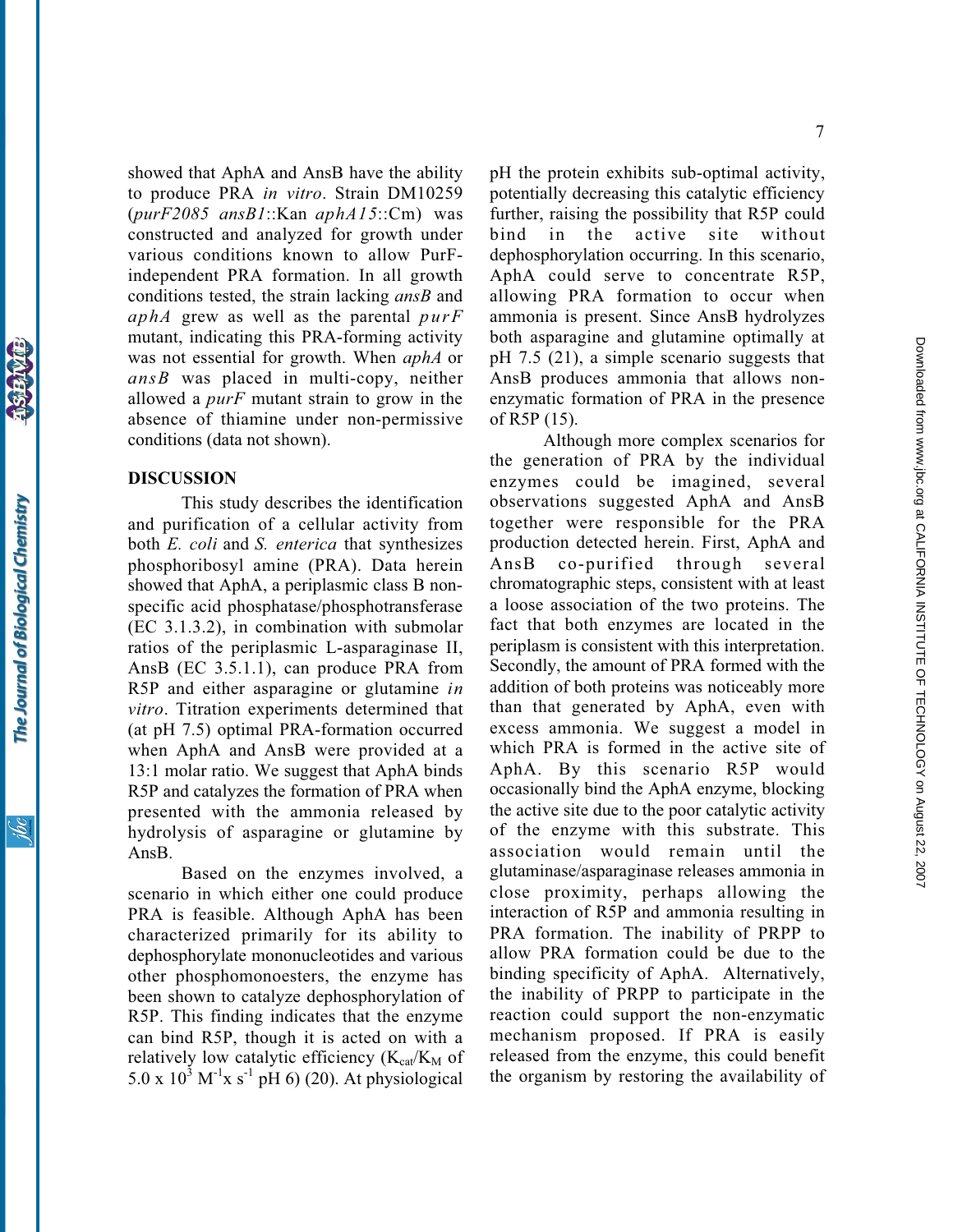showed that AphA and AnsB have the ability to produce PRA *in vitro*. Strain DM10259 (*purF2085 ansB1*::Kan *aphA15*::Cm) was constructed and analyzed for growth under various conditions known to allow PurF-independent PRA formation. In all growth conditions tested, the strain lacking *ansB* and *aphA* grew as well as the parental *purF* mutant, indicating this PRA-forming activity was not essential for growth. When *aphA* or *ansB* was placed in multi-copy, neither allowed a *purF* mutant strain to grow in the absence of thiamine under non-permissive conditions (data not shown).

## DISCUSSION

This study describes the identification and purification of a cellular activity from both *E. coli* and *S. enterica* that synthesizes phosphoribosyl amine (PRA). Data herein showed that AphA, a periplasmic class B non-specific acid phosphatase/phosphotransferase (EC 3.1.3.2), in combination with submolar ratios of the periplasmic L-asparaginase II, AnsB (EC 3.5.1.1), can produce PRA from R5P and either asparagine or glutamine *in vitro*. Titration experiments determined that (at pH 7.5) optimal PRA-formation occurred when AphA and AnsB were provided at a 13:1 molar ratio. We suggest that AphA binds R5P and catalyzes the formation of PRA when presented with the ammonia released by hydrolysis of asparagine or glutamine by AnsB.

Based on the enzymes involved, a scenario in which either one could produce PRA is feasible. Although AphA has been characterized primarily for its ability to dephosphorylate mononucleotides and various other phosphomonoesters, the enzyme has been shown to catalyze dephosphorylation of R5P. This finding indicates that the enzyme can bind R5P, though it is acted on with a relatively low catalytic efficiency ($K_{cat}/K_M$ of $5.0 \times 10^3$ $M^{-1} \times s^{-1}$ pH 6) (20). At physiological pH the protein exhibits sub-optimal activity, potentially decreasing this catalytic efficiency further, raising the possibility that R5P could bind in the active site without dephosphorylation occurring. In this scenario, AphA could serve to concentrate R5P, allowing PRA formation to occur when ammonia is present. Since AnsB hydrolyzes both asparagine and glutamine optimally at pH 7.5 (21), a simple scenario suggests that AnsB produces ammonia that allows non-enzymatic formation of PRA in the presence of R5P (15).

Although more complex scenarios for the generation of PRA by the individual enzymes could be imagined, several observations suggested AphA and AnsB together were responsible for the PRA production detected herein. First, AphA and AnsB co-purified through several chromatographic steps, consistent with at least a loose association of the two proteins. The fact that both enzymes are located in the periplasm is consistent with this interpretation. Secondly, the amount of PRA formed with the addition of both proteins was noticeably more than that generated by AphA, even with excess ammonia. We suggest a model in which PRA is formed in the active site of AphA. By this scenario R5P would occasionally bind the AphA enzyme, blocking the active site due to the poor catalytic activity of the enzyme with this substrate. This association would remain until the glutaminase/asparaginase releases ammonia in close proximity, perhaps allowing the interaction of R5P and ammonia resulting in PRA formation. The inability of PRPP to allow PRA formation could be due to the binding specificity of AphA. Alternatively, the inability of PRPP to participate in the reaction could support the non-enzymatic mechanism proposed. If PRA is easily released from the enzyme, this could benefit the organism by restoring the availability of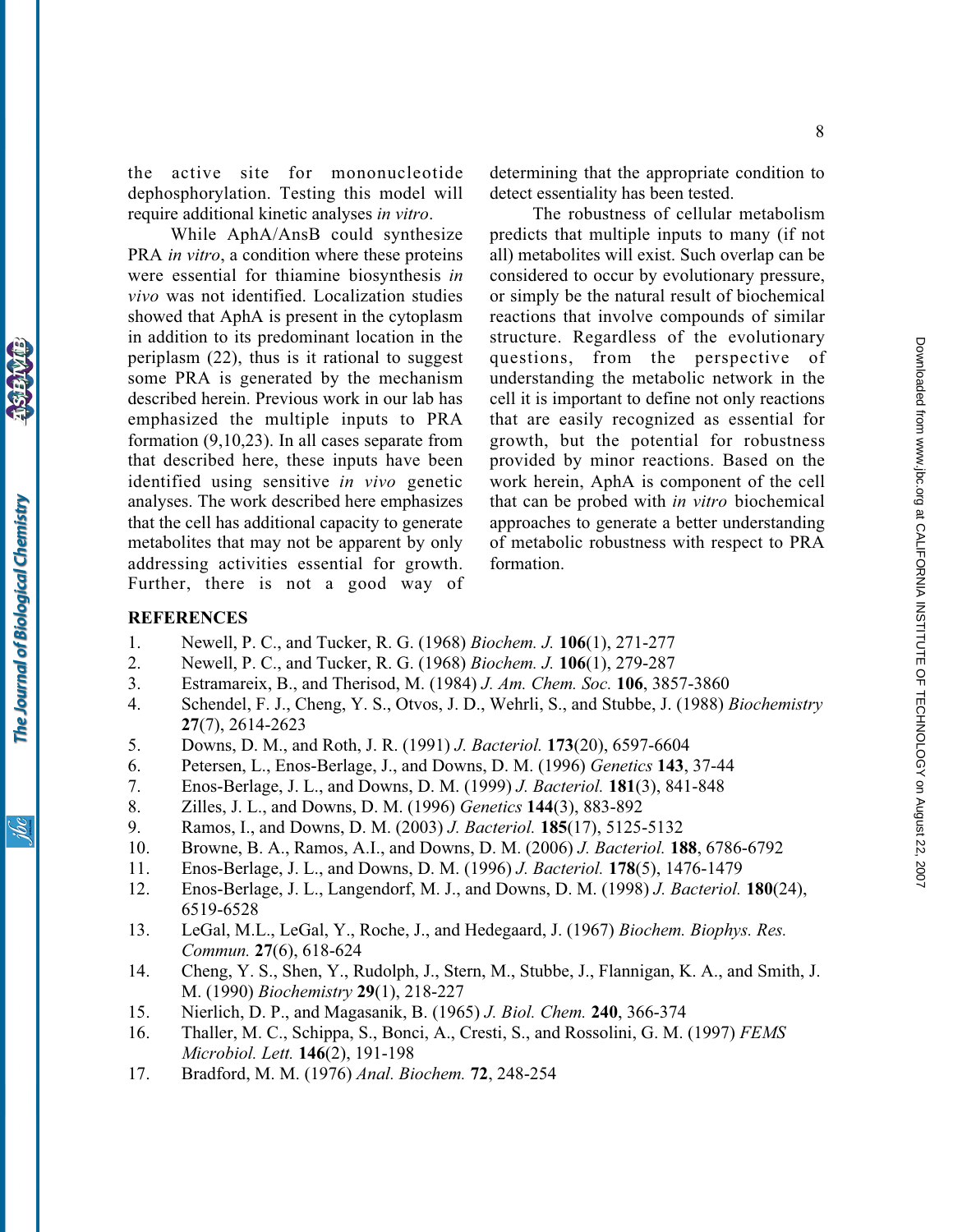the active site for mononucleotide dephosphorylation. Testing this model will require additional kinetic analyses *in vitro*.

While AphA/AnsB could synthesize PRA *in vitro*, a condition where these proteins were essential for thiamine biosynthesis *in vivo* was not identified. Localization studies showed that AphA is present in the cytoplasm in addition to its predominant location in the periplasm (22), thus is it rational to suggest some PRA is generated by the mechanism described herein. Previous work in our lab has emphasized the multiple inputs to PRA formation (9,10,23). In all cases separate from that described here, these inputs have been identified using sensitive *in vivo* genetic analyses. The work described here emphasizes that the cell has additional capacity to generate metabolites that may not be apparent by only addressing activities essential for growth. Further, there is not a good way of determining that the appropriate condition to detect essentiality has been tested.

The robustness of cellular metabolism predicts that multiple inputs to many (if not all) metabolites will exist. Such overlap can be considered to occur by evolutionary pressure, or simply be the natural result of biochemical reactions that involve compounds of similar structure. Regardless of the evolutionary questions, from the perspective of understanding the metabolic network in the cell it is important to define not only reactions that are easily recognized as essential for growth, but the potential for robustness provided by minor reactions. Based on the work herein, AphA is component of the cell that can be probed with *in vitro* biochemical approaches to generate a better understanding of metabolic robustness with respect to PRA formation.

## REFERENCES

1. Newell, P. C., and Tucker, R. G. (1968) *Biochem. J.* **106**(1), 271-277
2. Newell, P. C., and Tucker, R. G. (1968) *Biochem. J.* **106**(1), 279-287
3. Estramareix, B., and Therisod, M. (1984) *J. Am. Chem. Soc.* **106**, 3857-3860
4. Schendel, F. J., Cheng, Y. S., Otvos, J. D., Wehrli, S., and Stubbe, J. (1988) *Biochemistry* **27**(7), 2614-2623
5. Downs, D. M., and Roth, J. R. (1991) *J. Bacteriol.* **173**(20), 6597-6604
6. Petersen, L., Enos-Berlage, J., and Downs, D. M. (1996) *Genetics* **143**, 37-44
7. Enos-Berlage, J. L., and Downs, D. M. (1999) *J. Bacteriol.* **181**(3), 841-848
8. Zilles, J. L., and Downs, D. M. (1996) *Genetics* **144**(3), 883-892
9. Ramos, I., and Downs, D. M. (2003) *J. Bacteriol.* **185**(17), 5125-5132
10. Browne, B. A., Ramos, A.I., and Downs, D. M. (2006) *J. Bacteriol.* **188**, 6786-6792
11. Enos-Berlage, J. L., and Downs, D. M. (1996) *J. Bacteriol.* **178**(5), 1476-1479
12. Enos-Berlage, J. L., Langendorf, M. J., and Downs, D. M. (1998) *J. Bacteriol.* **180**(24), 6519-6528
13. LeGal, M.L., LeGal, Y., Roche, J., and Hedegaard, J. (1967) *Biochem. Biophys. Res. Commun.* **27**(6), 618-624
14. Cheng, Y. S., Shen, Y., Rudolph, J., Stern, M., Stubbe, J., Flannigan, K. A., and Smith, J. M. (1990) *Biochemistry* **29**(1), 218-227
15. Nierlich, D. P., and Magasanik, B. (1965) *J. Biol. Chem.* **240**, 366-374
16. Thaller, M. C., Schippa, S., Bonci, A., Cresti, S., and Rossolini, G. M. (1997) *FEMS Microbiol. Lett.* **146**(2), 191-198
17. Bradford, M. M. (1976) *Anal. Biochem.* **72**, 248-254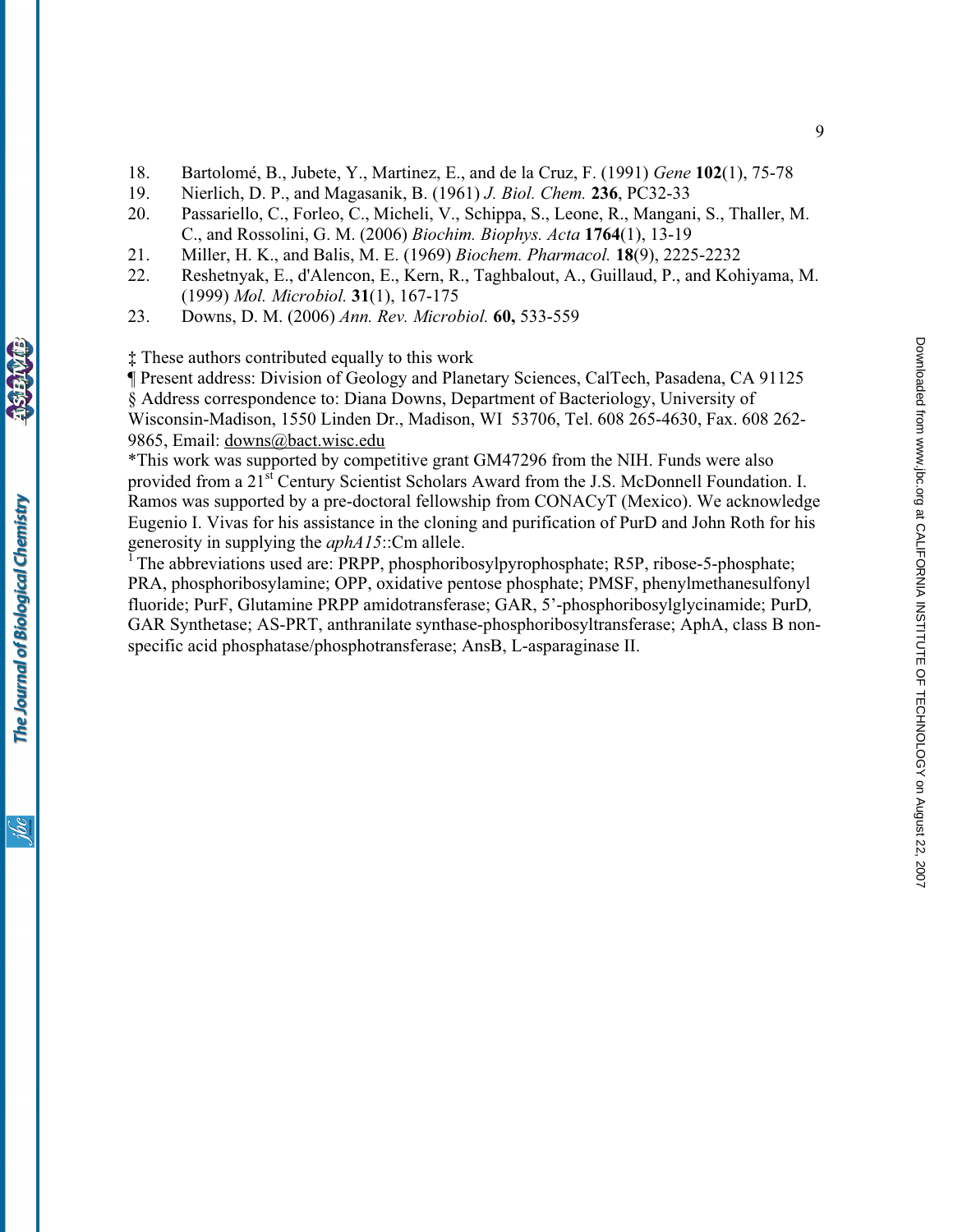18. Bartolomé, B., Jubete, Y., Martinez, E., and de la Cruz, F. (1991) *Gene* **102**(1), 75-78
19. Nierlich, D. P., and Magasanik, B. (1961) *J. Biol. Chem.* **236**, PC32-33
20. Passariello, C., Forleo, C., Micheli, V., Schippa, S., Leone, R., Mangani, S., Thaller, M. C., and Rossolini, G. M. (2006) *Biochim. Biophys. Acta* **1764**(1), 13-19
21. Miller, H. K., and Balis, M. E. (1969) *Biochem. Pharmacol.* **18**(9), 2225-2232
22. Reshetnyak, E., d'Alencon, E., Kern, R., Taghbalout, A., Guillaud, P., and Kohiyama, M. (1999) *Mol. Microbiol.* **31**(1), 167-175
23. Downs, D. M. (2006) *Ann. Rev. Microbiol.* **60,** 533-559

‡ These authors contributed equally to this work

¶ Present address: Division of Geology and Planetary Sciences, CalTech, Pasadena, CA 91125

§ Address correspondence to: Diana Downs, Department of Bacteriology, University of Wisconsin-Madison, 1550 Linden Dr., Madison, WI 53706, Tel. 608 265-4630, Fax. 608 262-9865, Email: downs@bact.wisc.edu

*This work was supported by competitive grant GM47296 from the NIH. Funds were also provided from a 21st Century Scientist Scholars Award from the J.S. McDonnell Foundation. I. Ramos was supported by a pre-doctoral fellowship from CONACyT (Mexico). We acknowledge Eugenio I. Vivas for his assistance in the cloning and purification of PurD and John Roth for his generosity in supplying the *aphA15*::Cm allele.

[1] The abbreviations used are: PRPP, phosphoribosylpyrophosphate; R5P, ribose-5-phosphate; PRA, phosphoribosylamine; OPP, oxidative pentose phosphate; PMSF, phenylmethanesulfonyl fluoride; PurF, Glutamine PRPP amidotransferase; GAR, 5'-phosphoribosylglycinamide; PurD, GAR Synthetase; AS-PRT, anthranilate synthase-phosphoribosyltransferase; AphA, class B non-specific acid phosphatase/phosphotransferase; AnsB, L-asparaginase II.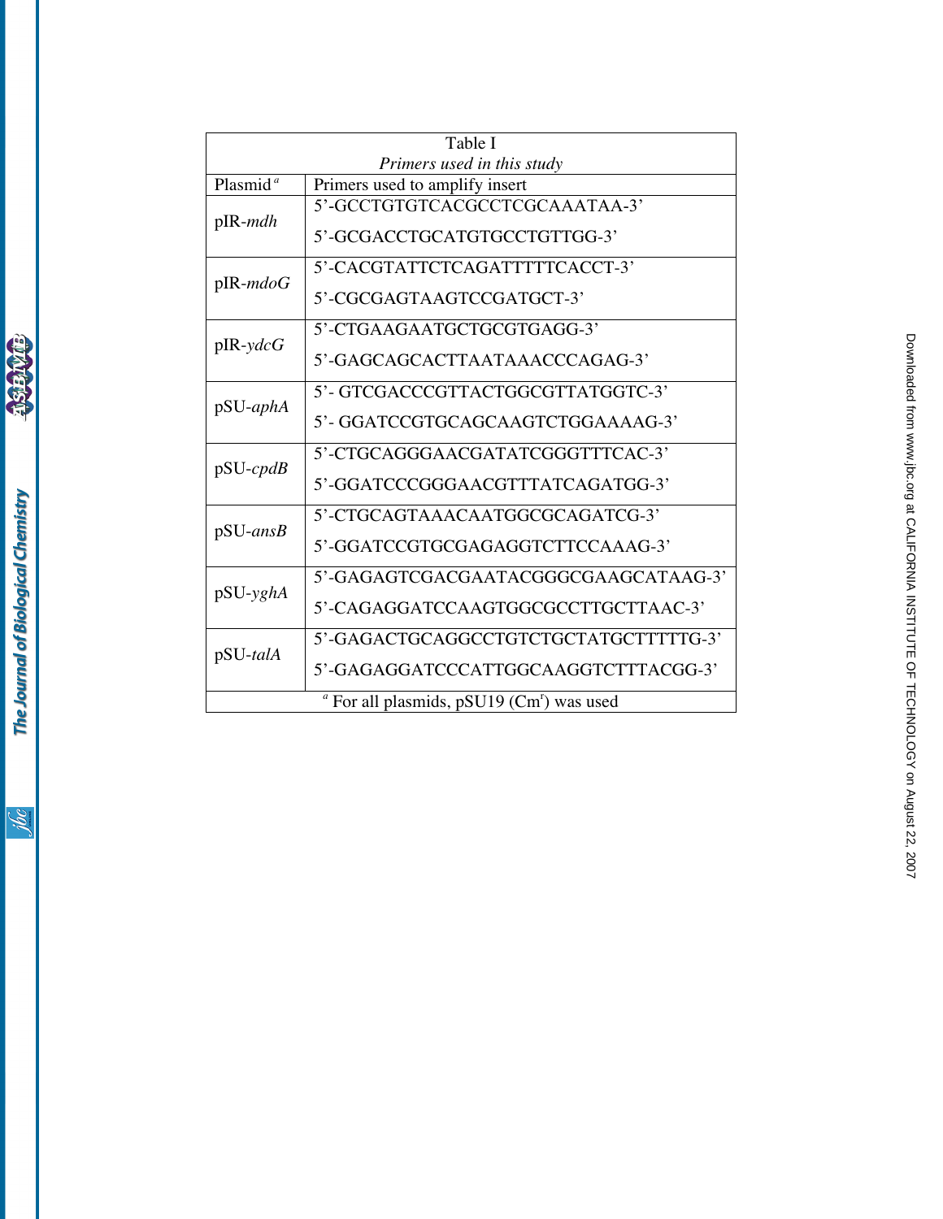Table I

*Primers used in this study*

| Plasmid[a] | Primers used to amplify insert |
|---|---|
| pIR-*mdh* | 5'-GCCTGTGTCACGCCTCGCAAATAA-3'<br>5'-GCGACCTGCATGTGCCTGTTGG-3' |
| pIR-*mdoG* | 5'-CACGTATTCTCAGATTTTTCACCT-3'<br>5'-CGCGAGTAAGTCCGATGCT-3' |
| pIR-*ydcG* | 5'-CTGAAGAATGCTGCGTGAGG-3'<br>5'-GAGCAGCACTTAATAAACCCAGAG-3' |
| pSU-*aphA* | 5'- GTCGACCCGTTACTGGCGTTATGGTC-3'<br>5'- GGATCCGTGCAGCAAGTCTGGAAAAG-3' |
| pSU-*cpdB* | 5'-CTGCAGGGAACGATATCGGGTTTCAC-3'<br>5'-GGATCCCGGGAACGTTTATCAGATGG-3' |
| pSU-*ansB* | 5'-CTGCAGTAAACAATGGCGCAGATCG-3'<br>5'-GGATCCGTGCGAGAGGTCTTCCAAAG-3' |
| pSU-*yghA* | 5'-GAGAGTCGACGAATACGGGCGAAGCATAAG-3'<br>5'-CAGAGGATCCAAGTGGCGCCTTGCTTAAC-3' |
| pSU-*talA* | 5'-GAGACTGCAGGCCTGTCTGCTATGCTTTTTG-3'<br>5'-GAGAGGATCCCATTGGCAAGGTCTTTACGG-3' |

[a] For all plasmids, pSU19 ($Cm^r$) was used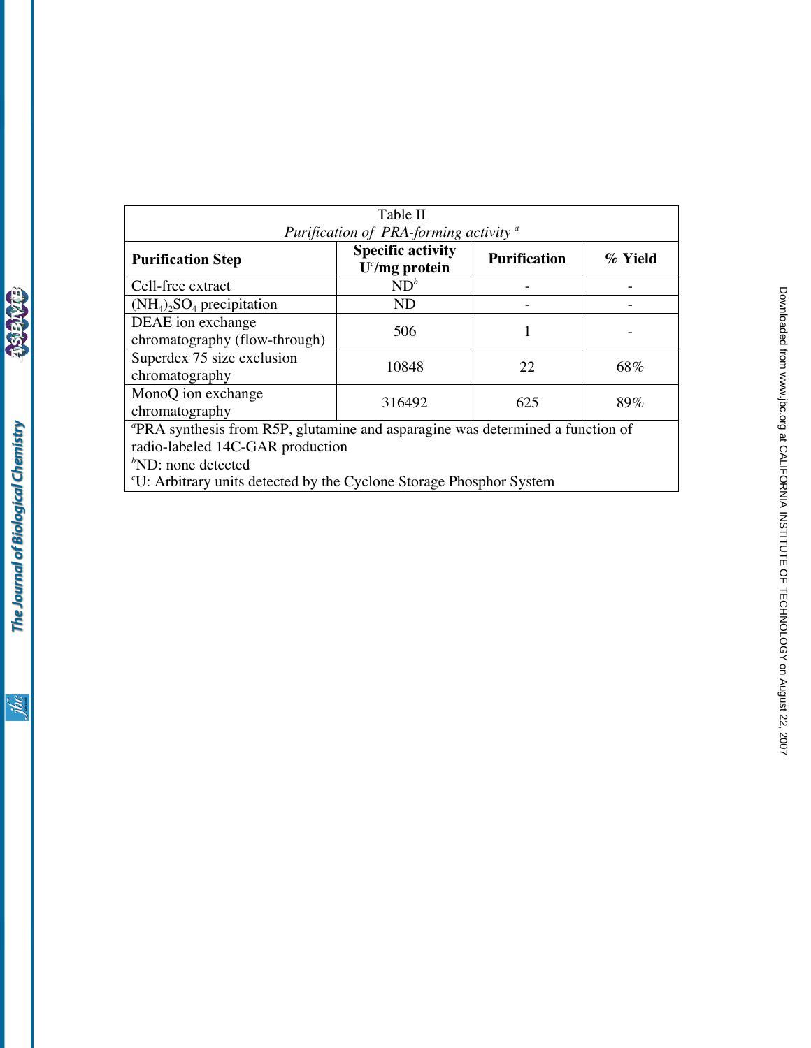Table II

*Purification of PRA-forming activity* [a]

| Purification Step | Specific activity U[c]/mg protein | Purification | % Yield |
|---|---|---|---|
| Cell-free extract | ND[b] | - | - |
| $(NH_4)_2SO_4$ precipitation | ND | - | - |
| DEAE ion exchange chromatography (flow-through) | 506 | 1 | - |
| Superdex 75 size exclusion chromatography | 10848 | 22 | 68% |
| MonoQ ion exchange chromatography | 316492 | 625 | 89% |

[a]PRA synthesis from R5P, glutamine and asparagine was determined a function of radio-labeled 14C-GAR production

[b]ND: none detected

[c]U: Arbitrary units detected by the Cyclone Storage Phosphor System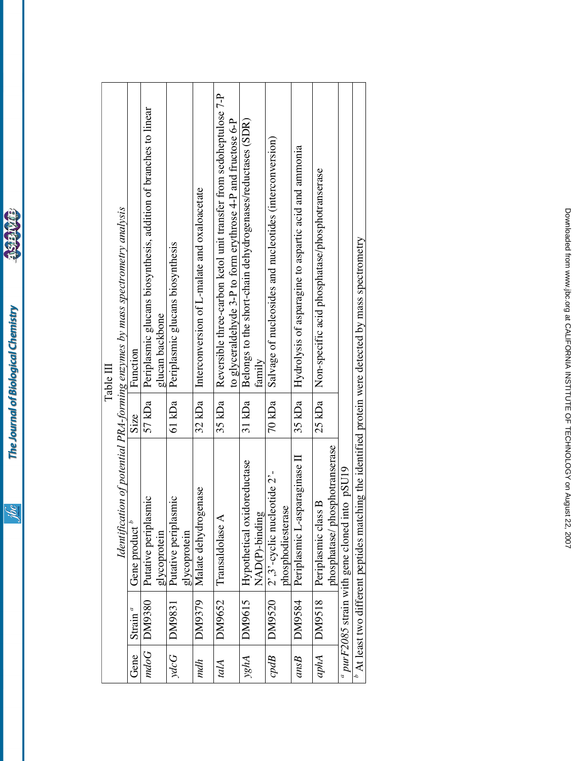Table III

*Identification of potential PRA-forming enzymes by mass spectrometry analysis*

| Gene | Strain [a] | Gene product [b] | Size | Function |
|---|---|---|---|---|
| *mdoG* | DM9380 | Putative periplasmic glycoprotein | 57 kDa | Periplasmic glucans biosynthesis, addition of branches to linear glucan backbone |
| *ydcG* | DM9831 | Putative periplasmic glycoprotein | 61 kDa | Periplasmic glucans biosynthesis |
| *mdh* | DM9379 | Malate dehydrogenase | 32 kDa | Interconversion of L-malate and oxaloacetate |
| *talA* | DM9652 | Transaldolase A | 35 kDa | Reversible three-carbon ketol unit transfer from sedoheptulose 7-P to glyceraldehyde 3-P to form erythrose 4-P and fructose 6-P |
| *yghA* | DM9615 | Hypothetical oxidoreductase NAD(P)-binding | 31 kDa | Belongs to the short-chain dehydrogenases/reductases (SDR) family |
| *cpdB* | DM9520 | 2',3'-cyclic nucleotide 2'-phosphodiesterase | 70 kDa | Salvage of nucleosides and nucleotides (interconversion) |
| *ansB* | DM9584 | Periplasmic L-asparaginase II | 35 kDa | Hydrolysis of asparagine to aspartic acid and ammonia |
| *aphA* | DM9518 | Periplasmic class B phosphatase/ phosphotranserase | 25 kDa | Non-specific acid phosphatase/phosphotranserase |

[a] *purF2085* strain with gene cloned into pSU19

[b] At least two different peptides matching the identified protein were detected by mass spectrometry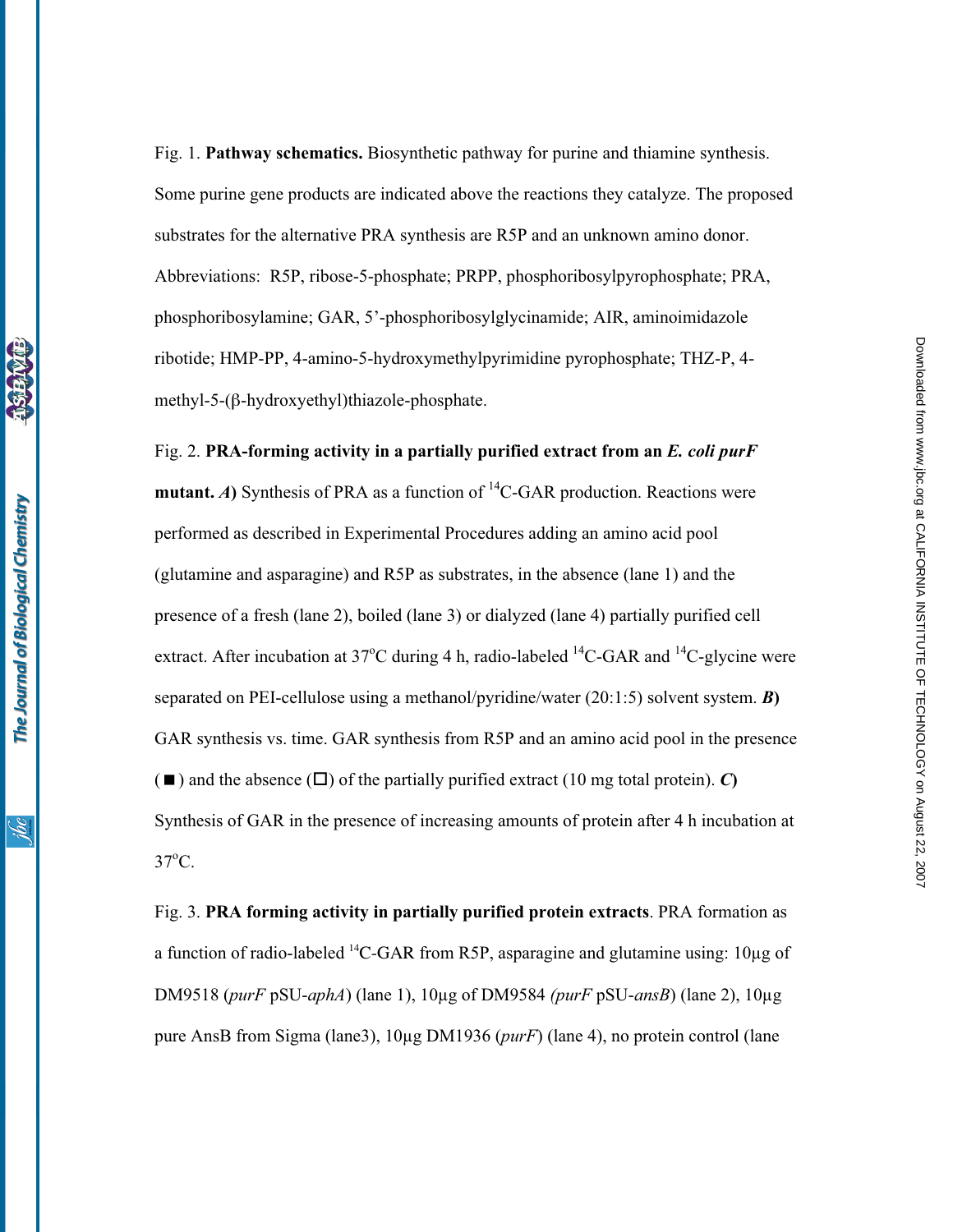Fig. 1. **Pathway schematics.** Biosynthetic pathway for purine and thiamine synthesis. Some purine gene products are indicated above the reactions they catalyze. The proposed substrates for the alternative PRA synthesis are R5P and an unknown amino donor. Abbreviations: R5P, ribose-5-phosphate; PRPP, phosphoribosylpyrophosphate; PRA, phosphoribosylamine; GAR, 5'-phosphoribosylglycinamide; AIR, aminoimidazole ribotide; HMP-PP, 4-amino-5-hydroxymethylpyrimidine pyrophosphate; THZ-P, 4-methyl-5-(β-hydroxyethyl)thiazole-phosphate.

Fig. 2. **PRA-forming activity in a partially purified extract from an *E. coli purF* mutant. *A*)** Synthesis of PRA as a function of $^{14}$C-GAR production. Reactions were performed as described in Experimental Procedures adding an amino acid pool (glutamine and asparagine) and R5P as substrates, in the absence (lane 1) and the presence of a fresh (lane 2), boiled (lane 3) or dialyzed (lane 4) partially purified cell extract. After incubation at 37°C during 4 h, radio-labeled $^{14}$C-GAR and $^{14}$C-glycine were separated on PEI-cellulose using a methanol/pyridine/water (20:1:5) solvent system. ***B*)** GAR synthesis vs. time. GAR synthesis from R5P and an amino acid pool in the presence (■) and the absence (□) of the partially purified extract (10 mg total protein). ***C*)** Synthesis of GAR in the presence of increasing amounts of protein after 4 h incubation at 37°C.

Fig. 3. **PRA forming activity in partially purified protein extracts**. PRA formation as a function of radio-labeled $^{14}$C-GAR from R5P, asparagine and glutamine using: 10μg of DM9518 (*purF* pSU-*aphA*) (lane 1), 10μg of DM9584 *(purF* pSU-*ansB*) (lane 2), 10μg pure AnsB from Sigma (lane3), 10μg DM1936 (*purF*) (lane 4), no protein control (lane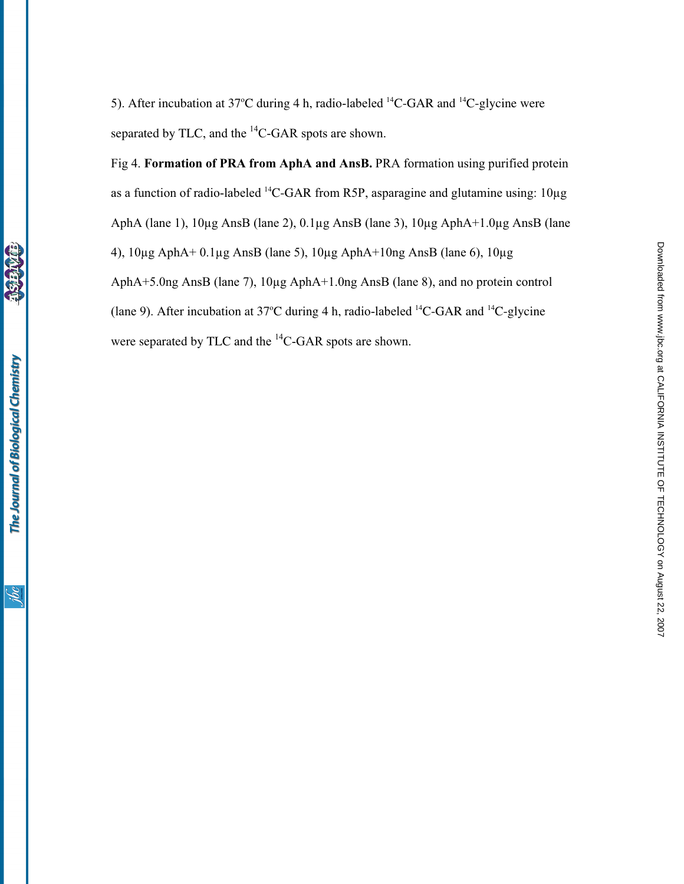5). After incubation at 37ºC during 4 h, radio-labeled $^{14}$C-GAR and $^{14}$C-glycine were separated by TLC, and the $^{14}$C-GAR spots are shown.

Fig 4. **Formation of PRA from AphA and AnsB.** PRA formation using purified protein as a function of radio-labeled $^{14}$C-GAR from R5P, asparagine and glutamine using: 10µg AphA (lane 1), 10µg AnsB (lane 2), 0.1µg AnsB (lane 3), 10µg AphA+1.0µg AnsB (lane 4), 10µg AphA+ 0.1µg AnsB (lane 5), 10µg AphA+10ng AnsB (lane 6), 10µg AphA+5.0ng AnsB (lane 7), 10µg AphA+1.0ng AnsB (lane 8), and no protein control (lane 9). After incubation at 37ºC during 4 h, radio-labeled $^{14}$C-GAR and $^{14}$C-glycine were separated by TLC and the $^{14}$C-GAR spots are shown.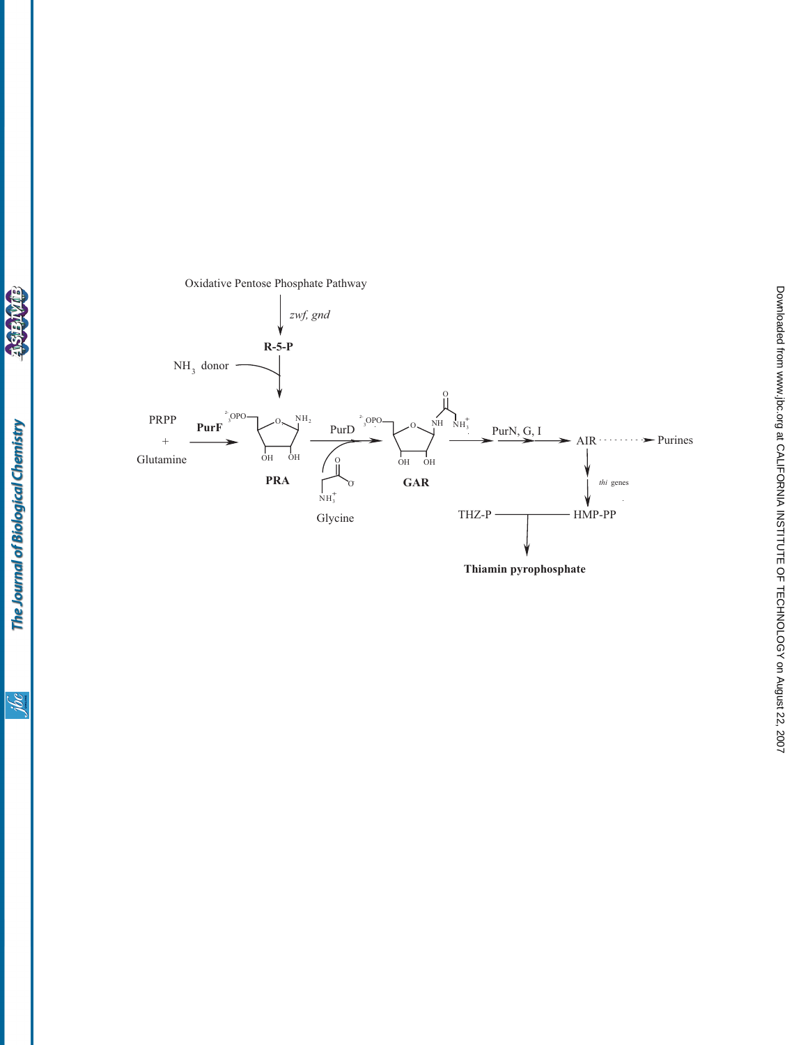Oxidative Pentose Phosphate Pathway

*zwf, gnd*

**R-5-P**

$NH_3$ donor

PRPP + Glutamine

**PurF**

**PRA**

PurD

Glycine

**GAR**

PurN, G, I

AIR

Purines

*thi* genes

HMP-PP

THZ-P

**Thiamin pyrophosphate**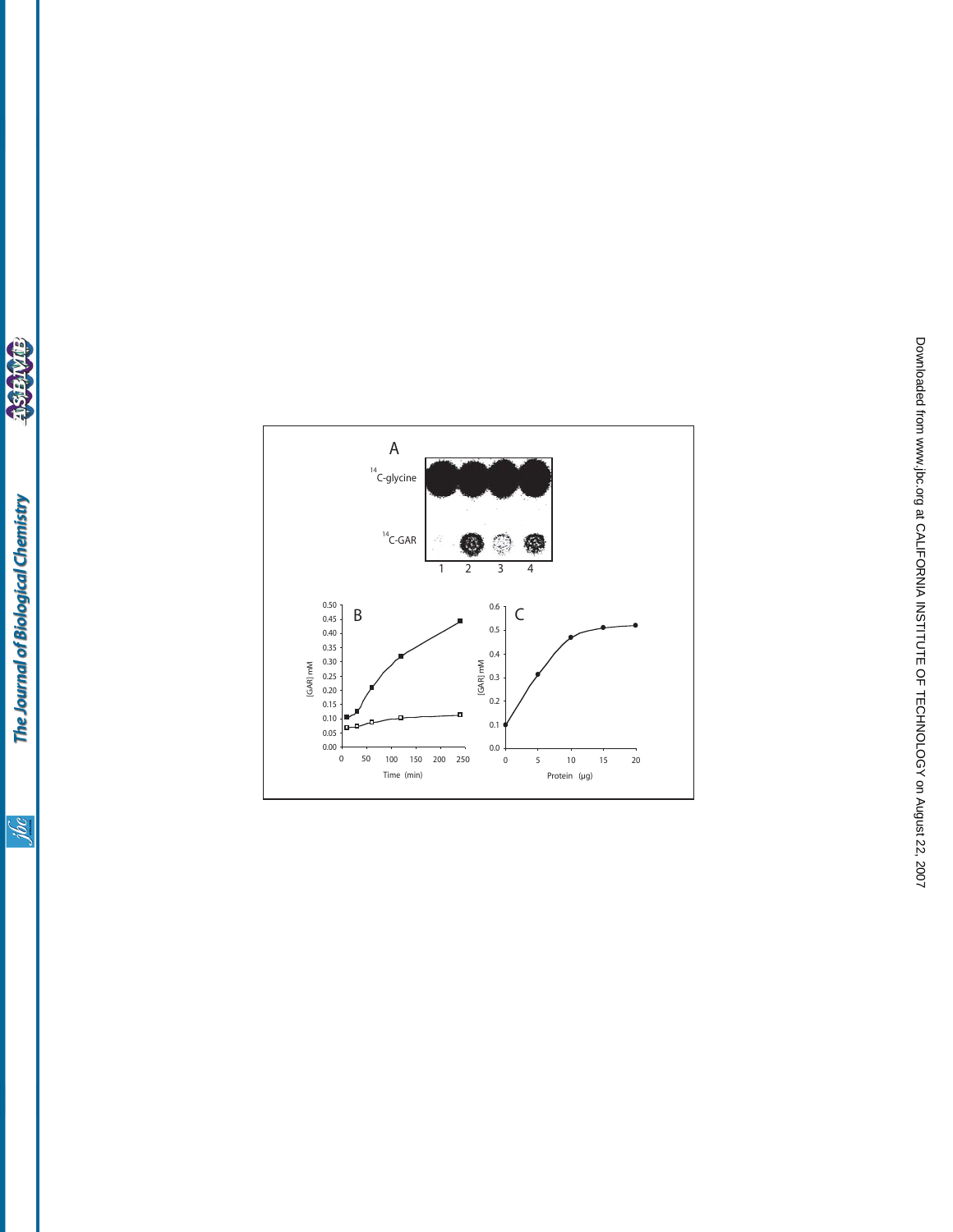A

$^{14}$C-glycine

$^{14}$C-GAR

1 2 3 4

B

[GAR] mM

0.50
0.45
0.40
0.35
0.30
0.25
0.20
0.15
0.10
0.05
0.00

0 50 100 150 200 250

Time (min)

C

[GAR] mM

0.6
0.5
0.4
0.3
0.2
0.1
0.0

0 5 10 15 20

Protein (µg)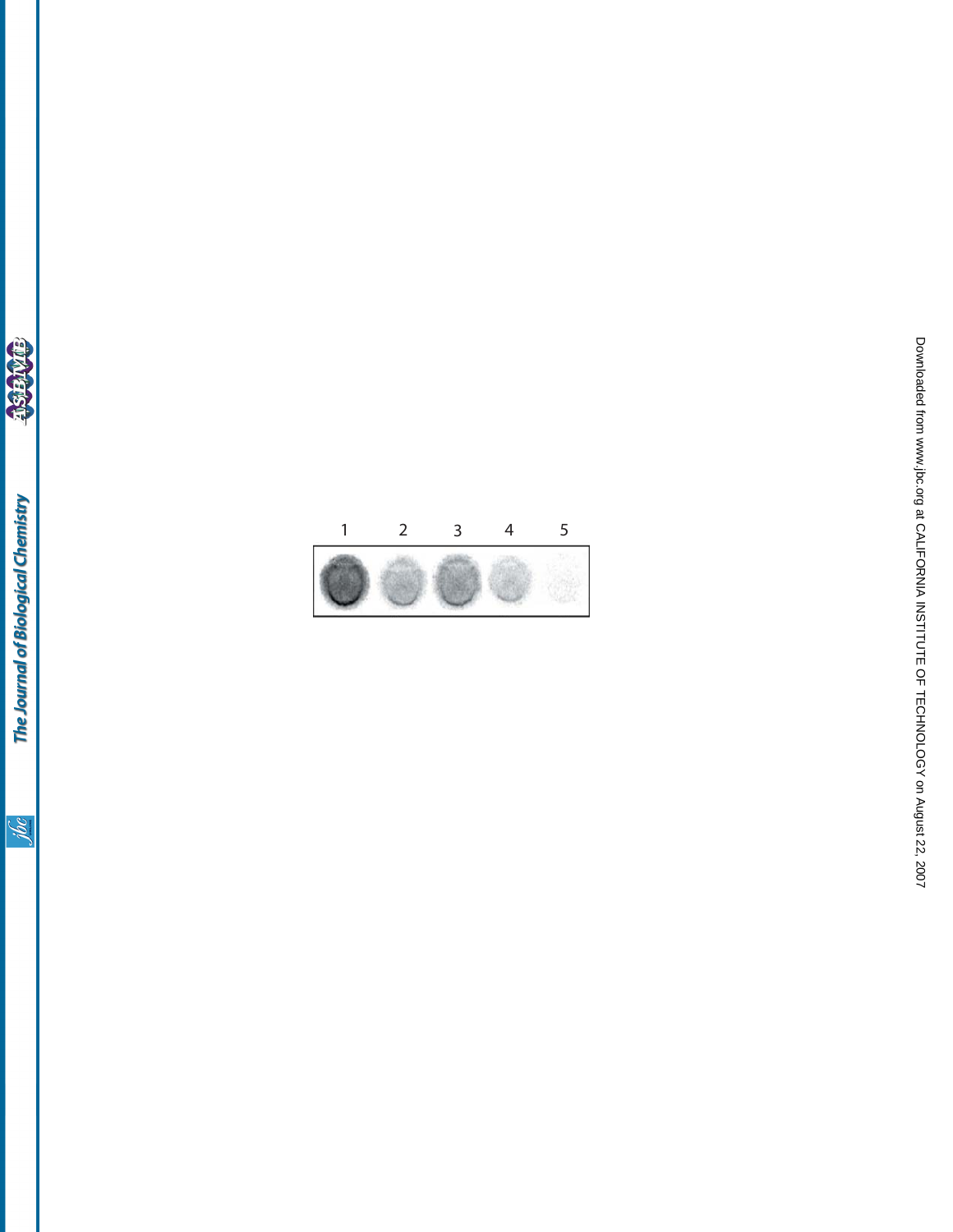1 2 3 4 5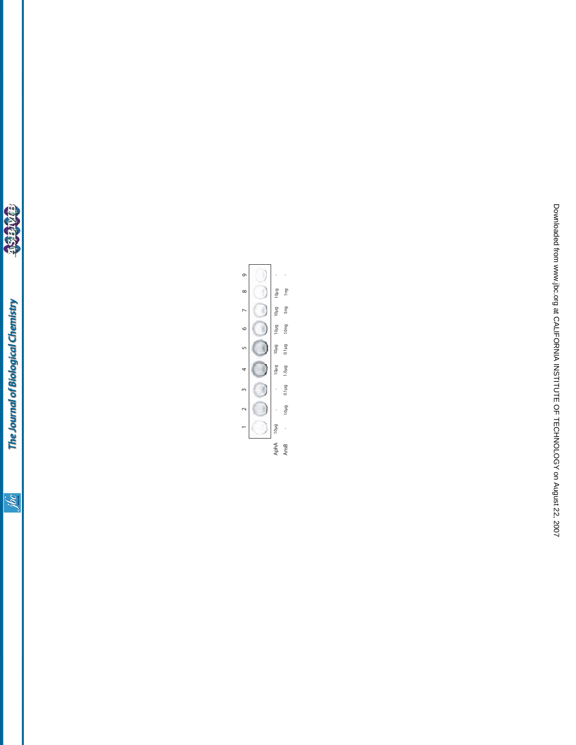1 2 3 4 5 6 7 8 9

AphA 10μg - - 10μg 10μg 10μg 10μg 10μg -

AnsB - 10μg 0.1μg 1.0μg 0.1μg 10ng 5ng 1ng -